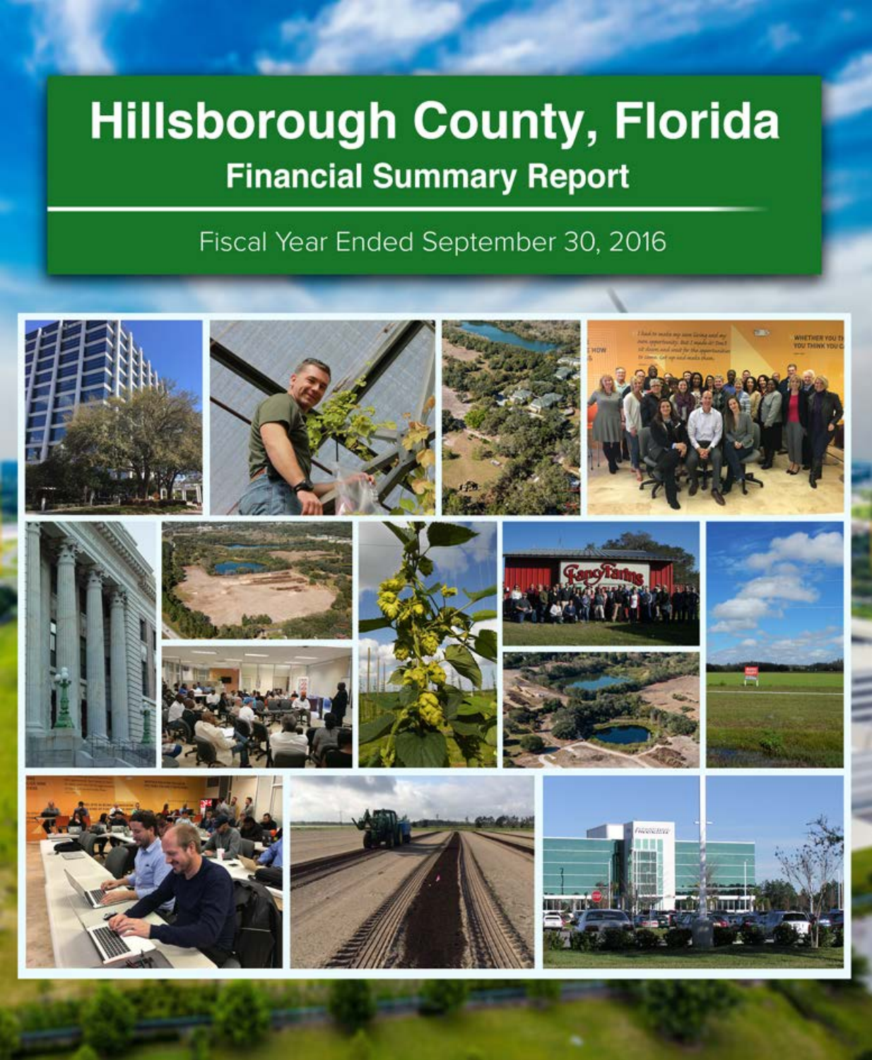# Hillsborough County, Florida

## Financial Summary Report

Fiscal Year Ended September 30, 2016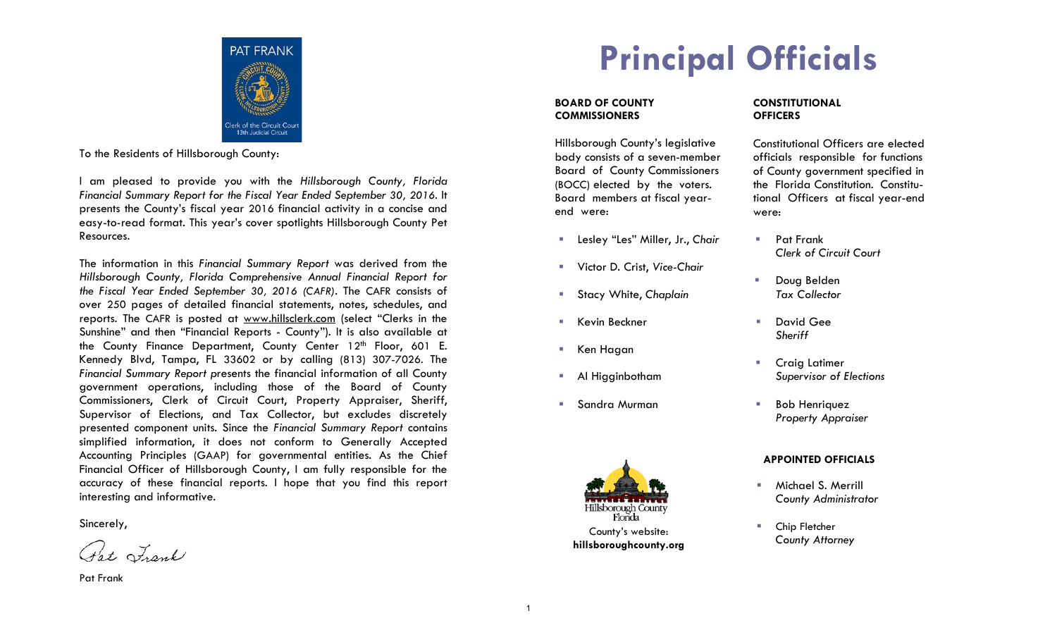PAT FRANK

Clerk of the Circuit Court
13th Judicial Circuit

To the Residents of Hillsborough County:

I am pleased to provide you with the *Hillsborough County, Florida Financial Summary Report for the Fiscal Year Ended September 30, 2016.* It presents the County's fiscal year 2016 financial activity in a concise and easy-to-read format. This year's cover spotlights Hillsborough County Pet Resources.

The information in this *Financial Summary Report* was derived from the *Hillsborough County, Florida Comprehensive Annual Financial Report for the Fiscal Year Ended September 30, 2016 (CAFR)*. The CAFR consists of over 250 pages of detailed financial statements, notes, schedules, and reports. The CAFR is posted at www.hillsclerk.com (select "Clerks in the Sunshine" and then "Financial Reports - County"). It is also available at the County Finance Department, County Center 12th Floor, 601 E. Kennedy Blvd, Tampa, FL 33602 or by calling (813) 307-7026. The *Financial Summary Report* presents the financial information of all County government operations, including those of the Board of County Commissioners, Clerk of Circuit Court, Property Appraiser, Sheriff, Supervisor of Elections, and Tax Collector, but excludes discretely presented component units. Since the *Financial Summary Report* contains simplified information, it does not conform to Generally Accepted Accounting Principles (GAAP) for governmental entities. As the Chief Financial Officer of Hillsborough County, I am fully responsible for the accuracy of these financial reports. I hope that you find this report interesting and informative.

Sincerely,

Pat Frank

# Principal Officials

## BOARD OF COUNTY COMMISSIONERS

Hillsborough County's legislative body consists of a seven-member Board of County Commissioners (BOCC) elected by the voters. Board members at fiscal year-end were:

- Lesley "Les" Miller, Jr., *Chair*
- Victor D. Crist, *Vice-Chair*
- Stacy White, *Chaplain*
- Kevin Beckner
- Ken Hagan
- Al Higginbotham
- Sandra Murman

Hillsborough County Florida

County's website:
**hillsboroughcounty.org**

## CONSTITUTIONAL OFFICERS

Constitutional Officers are elected officials responsible for functions of County government specified in the Florida Constitution. Constitutional Officers at fiscal year-end were:

- Pat Frank
  *Clerk of Circuit Court*
- Doug Belden
  *Tax Collector*
- David Gee
  *Sheriff*
- Craig Latimer
  *Supervisor of Elections*
- Bob Henriquez
  *Property Appraiser*

## APPOINTED OFFICIALS

- Michael S. Merrill
  *County Administrator*
- Chip Fletcher
  *County Attorney*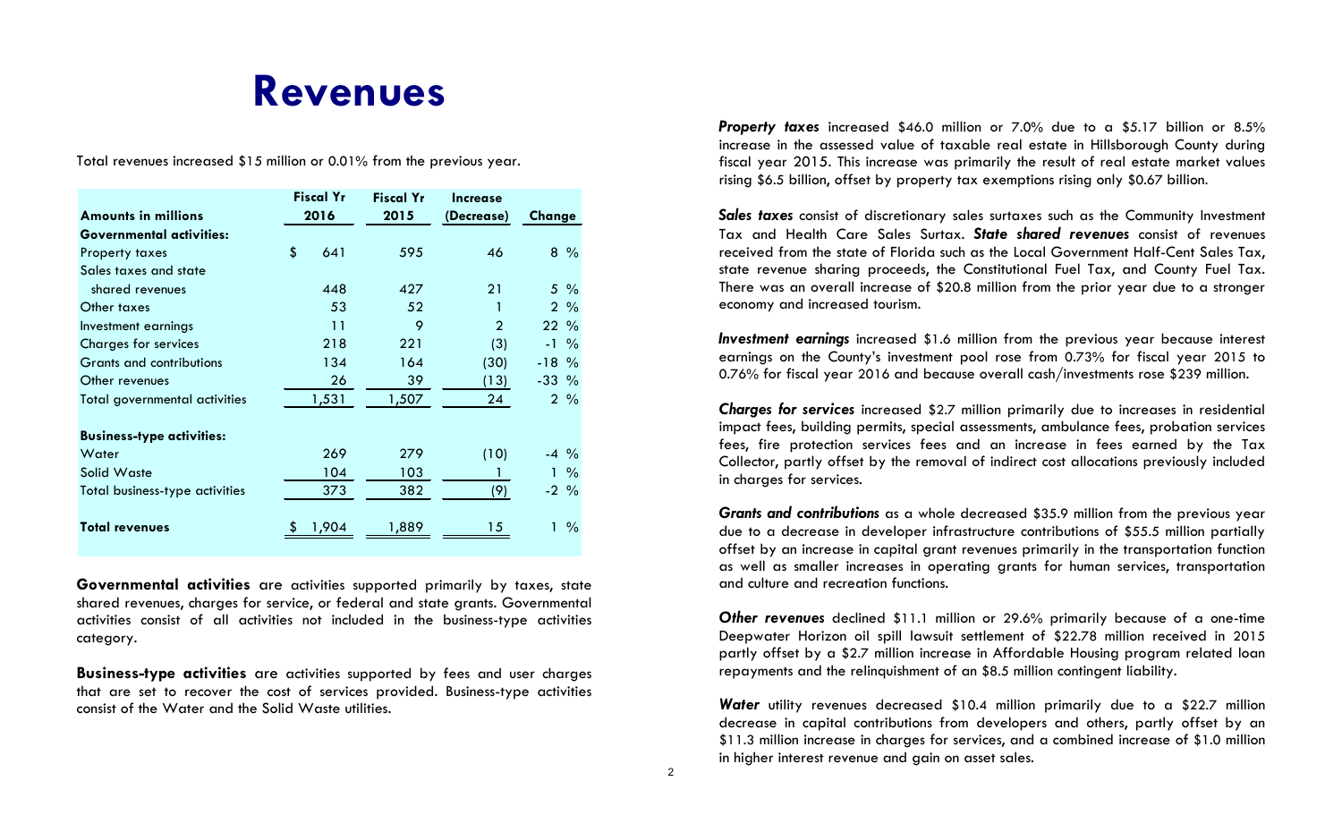# Revenues

Total revenues increased $15 million or 0.01% from the previous year.

| Amounts in millions | Fiscal Yr 2016 | Fiscal Yr 2015 | Increase (Decrease) | Change |
|---|---|---|---|---|
| **Governmental activities:** | | | | |
| Property taxes | $ 641 | 595 | 46 | 8 % |
| Sales taxes and state shared revenues | 448 | 427 | 21 | 5 % |
| Other taxes | 53 | 52 | 1 | 2 % |
| Investment earnings | 11 | 9 | 2 | 22 % |
| Charges for services | 218 | 221 | (3) | -1 % |
| Grants and contributions | 134 | 164 | (30) | -18 % |
| Other revenues | 26 | 39 | (13) | -33 % |
| Total governmental activities | 1,531 | 1,507 | 24 | 2 % |
| **Business-type activities:** | | | | |
| Water | 269 | 279 | (10) | -4 % |
| Solid Waste | 104 | 103 | 1 | 1 % |
| Total business-type activities | 373 | 382 | (9) | -2 % |
| **Total revenues** | $ 1,904 | 1,889 | 15 | 1 % |

**Governmental activities** are activities supported primarily by taxes, state shared revenues, charges for service, or federal and state grants. Governmental activities consist of all activities not included in the business-type activities category.

**Business-type activities** are activities supported by fees and user charges that are set to recover the cost of services provided. Business-type activities consist of the Water and the Solid Waste utilities.

***Property taxes*** increased $46.0 million or 7.0% due to a $5.17 billion or 8.5% increase in the assessed value of taxable real estate in Hillsborough County during fiscal year 2015. This increase was primarily the result of real estate market values rising $6.5 billion, offset by property tax exemptions rising only $0.67 billion.

***Sales taxes*** consist of discretionary sales surtaxes such as the Community Investment Tax and Health Care Sales Surtax. ***State shared revenues*** consist of revenues received from the state of Florida such as the Local Government Half-Cent Sales Tax, state revenue sharing proceeds, the Constitutional Fuel Tax, and County Fuel Tax. There was an overall increase of $20.8 million from the prior year due to a stronger economy and increased tourism.

***Investment earnings*** increased $1.6 million from the previous year because interest earnings on the County's investment pool rose from 0.73% for fiscal year 2015 to 0.76% for fiscal year 2016 and because overall cash/investments rose $239 million.

***Charges for services*** increased $2.7 million primarily due to increases in residential impact fees, building permits, special assessments, ambulance fees, probation services fees, fire protection services fees and an increase in fees earned by the Tax Collector, partly offset by the removal of indirect cost allocations previously included in charges for services.

***Grants and contributions*** as a whole decreased $35.9 million from the previous year due to a decrease in developer infrastructure contributions of $55.5 million partially offset by an increase in capital grant revenues primarily in the transportation function as well as smaller increases in operating grants for human services, transportation and culture and recreation functions.

***Other revenues*** declined $11.1 million or 29.6% primarily because of a one-time Deepwater Horizon oil spill lawsuit settlement of $22.78 million received in 2015 partly offset by a $2.7 million increase in Affordable Housing program related loan repayments and the relinquishment of an $8.5 million contingent liability.

***Water*** utility revenues decreased $10.4 million primarily due to a $22.7 million decrease in capital contributions from developers and others, partly offset by an $11.3 million increase in charges for services, and a combined increase of $1.0 million in higher interest revenue and gain on asset sales.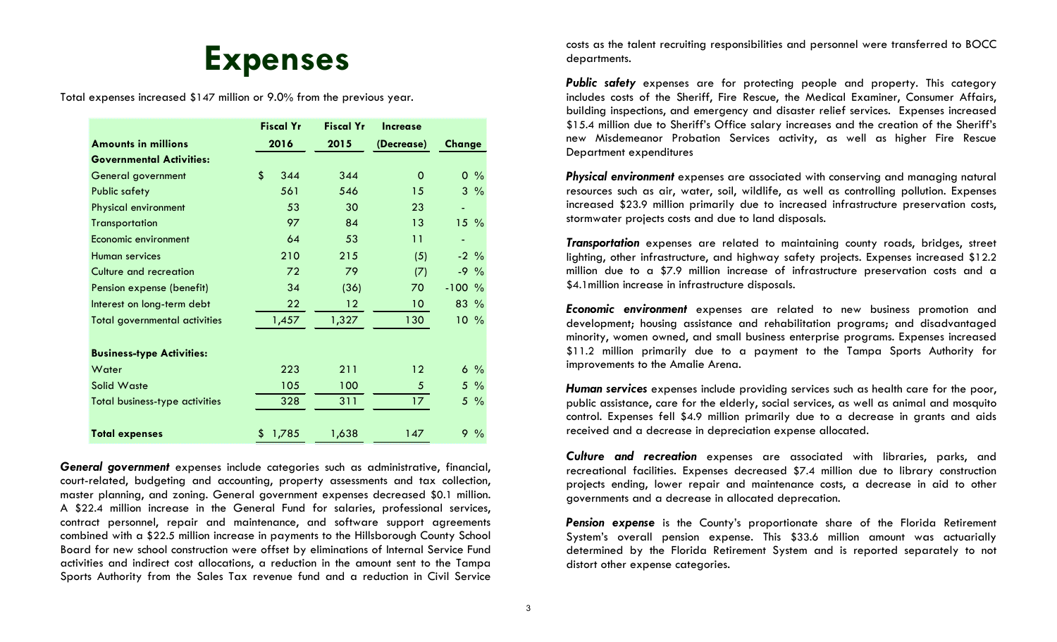# Expenses

Total expenses increased $147 million or 9.0% from the previous year.

| Amounts in millions | Fiscal Yr 2016 | Fiscal Yr 2015 | Increase (Decrease) | Change |
|---|---|---|---|---|
| **Governmental Activities:** | | | | |
| General government | $ 344 | 344 | 0 | 0 % |
| Public safety | 561 | 546 | 15 | 3 % |
| Physical environment | 53 | 30 | 23 | - |
| Transportation | 97 | 84 | 13 | 15 % |
| Economic environment | 64 | 53 | 11 | - |
| Human services | 210 | 215 | (5) | -2 % |
| Culture and recreation | 72 | 79 | (7) | -9 % |
| Pension expense (benefit) | 34 | (36) | 70 | -100 % |
| Interest on long-term debt | 22 | 12 | 10 | 83 % |
| Total governmental activities | 1,457 | 1,327 | 130 | 10 % |
| | | | | |
| **Business-type Activities:** | | | | |
| Water | 223 | 211 | 12 | 6 % |
| Solid Waste | 105 | 100 | 5 | 5 % |
| Total business-type activities | 328 | 311 | 17 | 5 % |
| | | | | |
| **Total expenses** | $ 1,785 | 1,638 | 147 | 9 % |

***General government*** expenses include categories such as administrative, financial, court-related, budgeting and accounting, property assessments and tax collection, master planning, and zoning. General government expenses decreased $0.1 million. A $22.4 million increase in the General Fund for salaries, professional services, contract personnel, repair and maintenance, and software support agreements combined with a $22.5 million increase in payments to the Hillsborough County School Board for new school construction were offset by eliminations of Internal Service Fund activities and indirect cost allocations, a reduction in the amount sent to the Tampa Sports Authority from the Sales Tax revenue fund and a reduction in Civil Service costs as the talent recruiting responsibilities and personnel were transferred to BOCC departments.

***Public safety*** expenses are for protecting people and property. This category includes costs of the Sheriff, Fire Rescue, the Medical Examiner, Consumer Affairs, building inspections, and emergency and disaster relief services. Expenses increased $15.4 million due to Sheriff's Office salary increases and the creation of the Sheriff's new Misdemeanor Probation Services activity, as well as higher Fire Rescue Department expenditures

***Physical environment*** expenses are associated with conserving and managing natural resources such as air, water, soil, wildlife, as well as controlling pollution. Expenses increased $23.9 million primarily due to increased infrastructure preservation costs, stormwater projects costs and due to land disposals.

***Transportation*** expenses are related to maintaining county roads, bridges, street lighting, other infrastructure, and highway safety projects. Expenses increased $12.2 million due to a $7.9 million increase of infrastructure preservation costs and a $4.1million increase in infrastructure disposals.

***Economic environment*** expenses are related to new business promotion and development; housing assistance and rehabilitation programs; and disadvantaged minority, women owned, and small business enterprise programs. Expenses increased $11.2 million primarily due to a payment to the Tampa Sports Authority for improvements to the Amalie Arena.

***Human services*** expenses include providing services such as health care for the poor, public assistance, care for the elderly, social services, as well as animal and mosquito control. Expenses fell $4.9 million primarily due to a decrease in grants and aids received and a decrease in depreciation expense allocated.

***Culture and recreation*** expenses are associated with libraries, parks, and recreational facilities. Expenses decreased $7.4 million due to library construction projects ending, lower repair and maintenance costs, a decrease in aid to other governments and a decrease in allocated deprecation.

***Pension expense*** is the County's proportionate share of the Florida Retirement System's overall pension expense. This $33.6 million amount was actuarially determined by the Florida Retirement System and is reported separately to not distort other expense categories.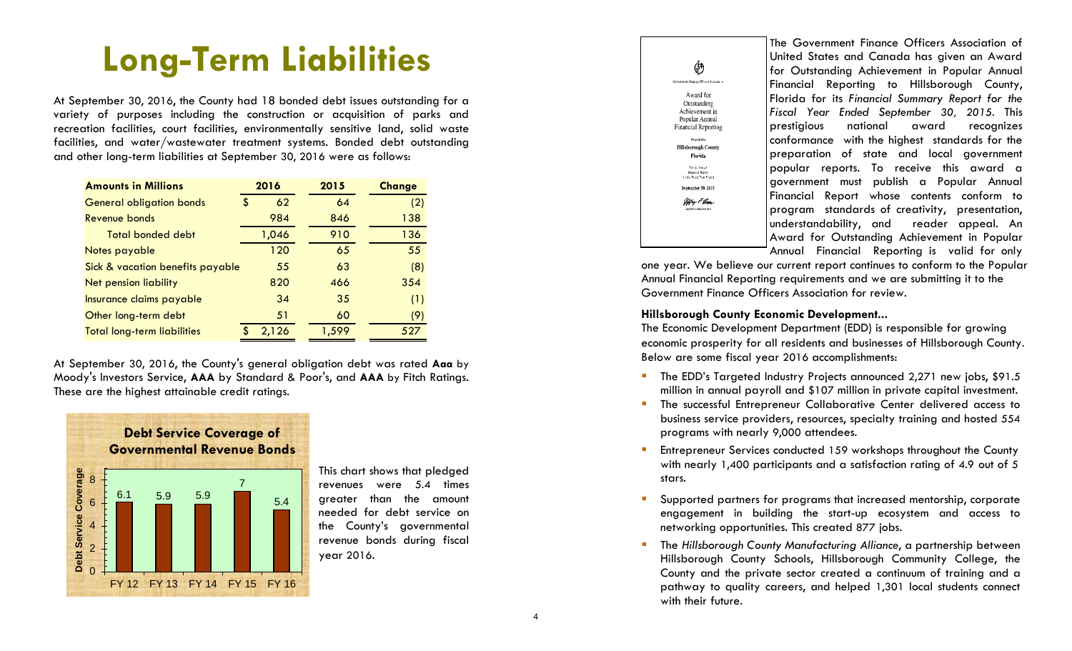# Long-Term Liabilities

At September 30, 2016, the County had 18 bonded debt issues outstanding for a variety of purposes including the construction or acquisition of parks and recreation facilities, court facilities, environmentally sensitive land, solid waste facilities, and water/wastewater treatment systems. Bonded debt outstanding and other long-term liabilities at September 30, 2016 were as follows:

| Amounts in Millions | 2016 | 2015 | Change |
|---|---|---|---|
| General obligation bonds | $ 62 | 64 | (2) |
| Revenue bonds | 984 | 846 | 138 |
| Total bonded debt | 1,046 | 910 | 136 |
| Notes payable | 120 | 65 | 55 |
| Sick & vacation benefits payable | 55 | 63 | (8) |
| Net pension liability | 820 | 466 | 354 |
| Insurance claims payable | 34 | 35 | (1) |
| Other long-term debt | 51 | 60 | (9) |
| Total long-term liabilities | $ 2,126 | 1,599 | 527 |

At September 30, 2016, the County's general obligation debt was rated **Aaa** by Moody's Investors Service, **AAA** by Standard & Poor's, and **AAA** by Fitch Ratings. These are the highest attainable credit ratings.

**Debt Service Coverage of Governmental Revenue Bonds**

| | FY 12 | FY 13 | FY 14 | FY 15 | FY 16 |
|---|---|---|---|---|---|
| Debt Service Coverage | 6.1 | 5.9 | 5.9 | 7 | 5.4 |

This chart shows that pledged revenues were 5.4 times greater than the amount needed for debt service on the County's governmental revenue bonds during fiscal year 2016.

Government Finance Officers Association

Award for Outstanding Achievement in Popular Annual Financial Reporting

Presented to

Hillsborough County Florida

For its Annual Financial Report for the Fiscal Year Ended

September 30, 2015

Executive Director/CEO

The Government Finance Officers Association of United States and Canada has given an Award for Outstanding Achievement in Popular Annual Financial Reporting to Hillsborough County, Florida for its *Financial Summary Report for the Fiscal Year Ended September 30, 2015*. This prestigious national award recognizes conformance with the highest standards for the preparation of state and local government popular reports. To receive this award a government must publish a Popular Annual Financial Report whose contents conform to program standards of creativity, presentation, understandability, and reader appeal. An Award for Outstanding Achievement in Popular Annual Financial Reporting is valid for only one year. We believe our current report continues to conform to the Popular Annual Financial Reporting requirements and we are submitting it to the Government Finance Officers Association for review.

**Hillsborough County Economic Development...**

The Economic Development Department (EDD) is responsible for growing economic prosperity for all residents and businesses of Hillsborough County. Below are some fiscal year 2016 accomplishments:

- The EDD's Targeted Industry Projects announced 2,271 new jobs, $91.5 million in annual payroll and $107 million in private capital investment.
- The successful Entrepreneur Collaborative Center delivered access to business service providers, resources, specialty training and hosted 554 programs with nearly 9,000 attendees.
- Entrepreneur Services conducted 159 workshops throughout the County with nearly 1,400 participants and a satisfaction rating of 4.9 out of 5 stars.
- Supported partners for programs that increased mentorship, corporate engagement in building the start-up ecosystem and access to networking opportunities. This created 877 jobs.
- The *Hillsborough County Manufacturing Alliance*, a partnership between Hillsborough County Schools, Hillsborough Community College, the County and the private sector created a continuum of training and a pathway to quality careers, and helped 1,301 local students connect with their future.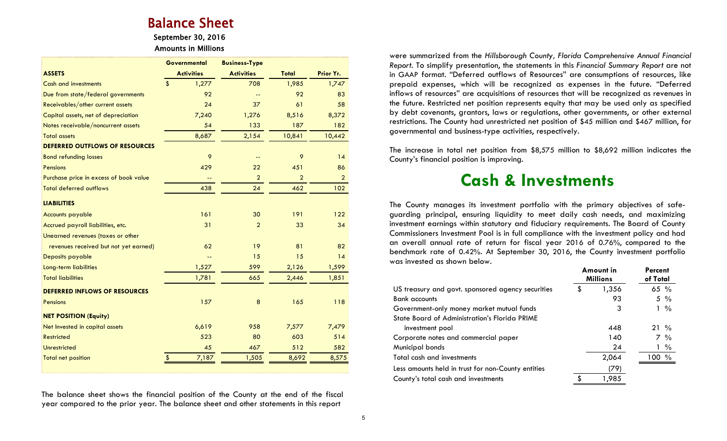# Balance Sheet

**September 30, 2016**

**Amounts in Millions**

| ASSETS | Governmental Activities | Business-Type Activities | Total | Prior Yr. |
|---|---|---|---|---|
| Cash and investments | $ 1,277 | 708 | 1,985 | 1,747 |
| Due from state/federal governments | 92 | -- | 92 | 83 |
| Receivables/other current assets | 24 | 37 | 61 | 58 |
| Capital assets, net of depreciation | 7,240 | 1,276 | 8,516 | 8,372 |
| Notes receivable/noncurrent assets | 54 | 133 | 187 | 182 |
| Total assets | 8,687 | 2,154 | 10,841 | 10,442 |
| **DEFERRED OUTFLOWS OF RESOURCES** | | | | |
| Bond refunding losses | 9 | -- | 9 | 14 |
| Pensions | 429 | 22 | 451 | 86 |
| Purchase price in excess of book value | -- | 2 | 2 | 2 |
| Total deferred outflows | 438 | 24 | 462 | 102 |
| **LIABILITIES** | | | | |
| Accounts payable | 161 | 30 | 191 | 122 |
| Accrued payroll liabilities, etc. | 31 | 2 | 33 | 34 |
| Unearned revenues (taxes or other revenues received but not yet earned) | 62 | 19 | 81 | 82 |
| Deposits payable | -- | 15 | 15 | 14 |
| Long-term liabilities | 1,527 | 599 | 2,126 | 1,599 |
| Total liabilities | 1,781 | 665 | 2,446 | 1,851 |
| **DEFERRED INFLOWS OF RESOURCES** | | | | |
| Pensions | 157 | 8 | 165 | 118 |
| **NET POSITION (Equity)** | | | | |
| Net Invested in capital assets | 6,619 | 958 | 7,577 | 7,479 |
| Restricted | 523 | 80 | 603 | 514 |
| Unrestricted | 45 | 467 | 512 | 582 |
| Total net position | $ 7,187 | 1,505 | 8,692 | 8,575 |

The balance sheet shows the financial position of the County at the end of the fiscal year compared to the prior year. The balance sheet and other statements in this report were summarized from the *Hillsborough County, Florida Comprehensive Annual Financial Report*. To simplify presentation, the statements in this *Financial Summary Report* are not in GAAP format. "Deferred outflows of Resources" are consumptions of resources, like prepaid expenses, which will be recognized as expenses in the future. "Deferred inflows of resources" are acquisitions of resources that will be recognized as revenues in the future. Restricted net position represents equity that may be used only as specified by debt covenants, grantors, laws or regulations, other governments, or other external restrictions. The County had unrestricted net position of $45 million and $467 million, for governmental and business-type activities, respectively.

The increase in total net position from $8,575 million to $8,692 million indicates the County's financial position is improving.

# Cash & Investments

The County manages its investment portfolio with the primary objectives of safe-guarding principal, ensuring liquidity to meet daily cash needs, and maximizing investment earnings within statutory and fiduciary requirements. The Board of County Commissioners Investment Pool is in full compliance with the investment policy and had an overall annual rate of return for fiscal year 2016 of 0.76%, compared to the benchmark rate of 0.42%. At September 30, 2016, the County investment portfolio was invested as shown below.

| | Amount in Millions | Percent of Total |
|---|---|---|
| US treasury and govt. sponsored agency securities | $ 1,356 | 65 % |
| Bank accounts | 93 | 5 % |
| Government-only money market mutual funds | 3 | 1 % |
| State Board of Administration's Florida PRIME investment pool | 448 | 21 % |
| Corporate notes and commercial paper | 140 | 7 % |
| Municipal bonds | 24 | 1 % |
| Total cash and investments | 2,064 | 100 % |
| Less amounts held in trust for non-County entities | (79) | |
| County's total cash and investments | $ 1,985 | |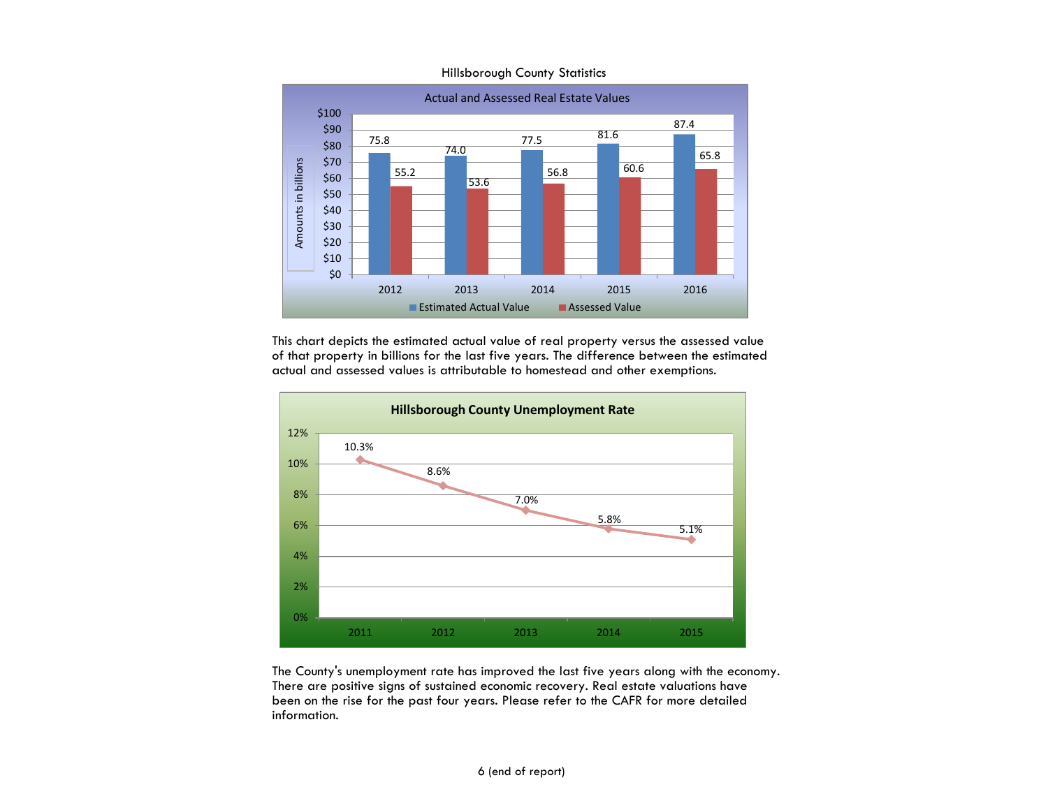Hillsborough County Statistics

Actual and Assessed Real Estate Values

Amounts in billions

$100
$90
$80
$70
$60
$50
$40
$30
$20
$10
$0

75.8
55.2
74.0
53.6
77.5
56.8
81.6
60.6
87.4
65.8

2012
2013
2014
2015
2016

Estimated Actual Value
Assessed Value

This chart depicts the estimated actual value of real property versus the assessed value of that property in billions for the last five years. The difference between the estimated actual and assessed values is attributable to homestead and other exemptions.

**Hillsborough County Unemployment Rate**

12%
10%
8%
6%
4%
2%
0%

10.3%
8.6%
7.0%
5.8%
5.1%

2011
2012
2013
2014
2015

The County's unemployment rate has improved the last five years along with the economy. There are positive signs of sustained economic recovery. Real estate valuations have been on the rise for the past four years. Please refer to the CAFR for more detailed information.

(end of report)